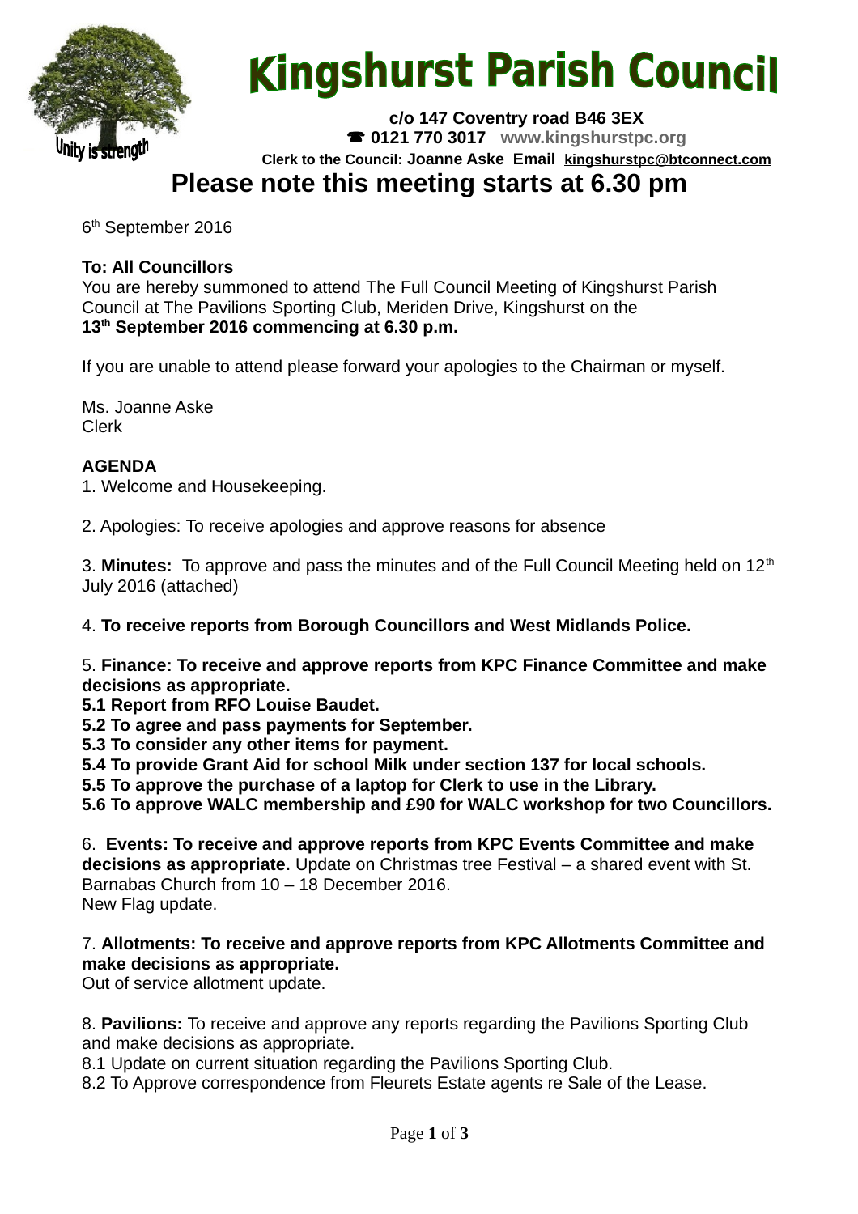# Kingshurst Parish Council

**c/o 147 Coventry road B46 3EX**
**☎ 0121 770 3017** **www.kingshurstpc.org**
**Clerk to the Council: Joanne Aske Email kingshurstpc@btconnect.com**

## Please note this meeting starts at 6.30 pm

6th September 2016

**To: All Councillors**
You are hereby summoned to attend The Full Council Meeting of Kingshurst Parish Council at The Pavilions Sporting Club, Meriden Drive, Kingshurst on the
**13th September 2016 commencing at 6.30 p.m.**

If you are unable to attend please forward your apologies to the Chairman or myself.

Ms. Joanne Aske
Clerk

**AGENDA**

1. Welcome and Housekeeping.

2. Apologies: To receive apologies and approve reasons for absence

3. **Minutes:** To approve and pass the minutes and of the Full Council Meeting held on 12th July 2016 (attached)

4. **To receive reports from Borough Councillors and West Midlands Police.**

5. **Finance: To receive and approve reports from KPC Finance Committee and make decisions as appropriate.**
**5.1 Report from RFO Louise Baudet.**
**5.2 To agree and pass payments for September.**
**5.3 To consider any other items for payment.**
**5.4 To provide Grant Aid for school Milk under section 137 for local schools.**
**5.5 To approve the purchase of a laptop for Clerk to use in the Library.**
**5.6 To approve WALC membership and £90 for WALC workshop for two Councillors.**

6. **Events: To receive and approve reports from KPC Events Committee and make decisions as appropriate.** Update on Christmas tree Festival – a shared event with St. Barnabas Church from 10 – 18 December 2016.
New Flag update.

7. **Allotments: To receive and approve reports from KPC Allotments Committee and make decisions as appropriate.**
Out of service allotment update.

8. **Pavilions:** To receive and approve any reports regarding the Pavilions Sporting Club and make decisions as appropriate.
8.1 Update on current situation regarding the Pavilions Sporting Club.
8.2 To Approve correspondence from Fleurets Estate agents re Sale of the Lease.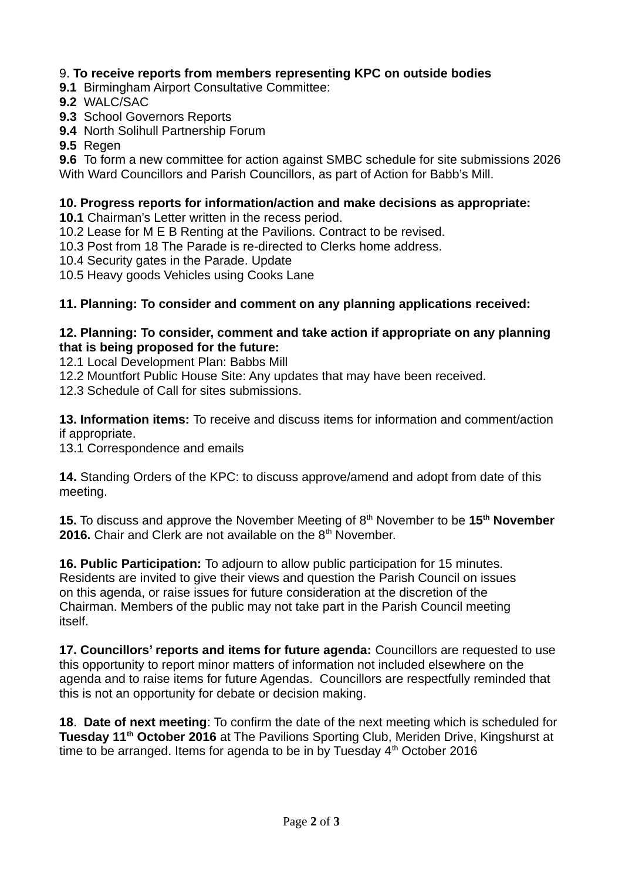9. **To receive reports from members representing KPC on outside bodies**

**9.1** Birmingham Airport Consultative Committee:
**9.2** WALC/SAC
**9.3** School Governors Reports
**9.4** North Solihull Partnership Forum
**9.5** Regen
**9.6** To form a new committee for action against SMBC schedule for site submissions 2026 With Ward Councillors and Parish Councillors, as part of Action for Babb's Mill.

**10. Progress reports for information/action and make decisions as appropriate:**

**10.1** Chairman's Letter written in the recess period.
10.2 Lease for M E B Renting at the Pavilions. Contract to be revised.
10.3 Post from 18 The Parade is re-directed to Clerks home address.
10.4 Security gates in the Parade. Update
10.5 Heavy goods Vehicles using Cooks Lane

**11. Planning: To consider and comment on any planning applications received:**

**12. Planning: To consider, comment and take action if appropriate on any planning that is being proposed for the future:**

12.1 Local Development Plan: Babbs Mill
12.2 Mountfort Public House Site: Any updates that may have been received.
12.3 Schedule of Call for sites submissions.

**13. Information items:** To receive and discuss items for information and comment/action if appropriate.
13.1 Correspondence and emails

**14.** Standing Orders of the KPC: to discuss approve/amend and adopt from date of this meeting.

**15.** To discuss and approve the November Meeting of 8th November to be **15th November 2016.** Chair and Clerk are not available on the 8th November.

**16. Public Participation:** To adjourn to allow public participation for 15 minutes. Residents are invited to give their views and question the Parish Council on issues on this agenda, or raise issues for future consideration at the discretion of the Chairman. Members of the public may not take part in the Parish Council meeting itself.

**17. Councillors' reports and items for future agenda:** Councillors are requested to use this opportunity to report minor matters of information not included elsewhere on the agenda and to raise items for future Agendas. Councillors are respectfully reminded that this is not an opportunity for debate or decision making.

**18**. **Date of next meeting**: To confirm the date of the next meeting which is scheduled for **Tuesday 11th October 2016** at The Pavilions Sporting Club, Meriden Drive, Kingshurst at time to be arranged. Items for agenda to be in by Tuesday 4th October 2016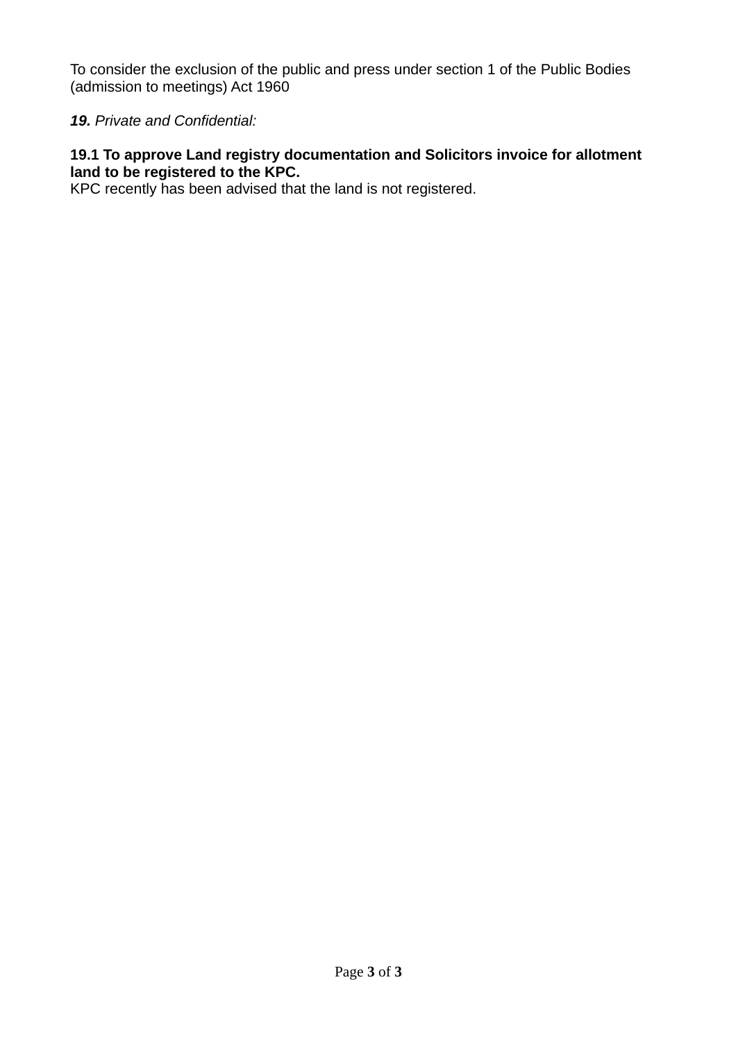To consider the exclusion of the public and press under section 1 of the Public Bodies (admission to meetings) Act 1960

***19.*** *Private and Confidential:*

**19.1 To approve Land registry documentation and Solicitors invoice for allotment land to be registered to the KPC.**
KPC recently has been advised that the land is not registered.